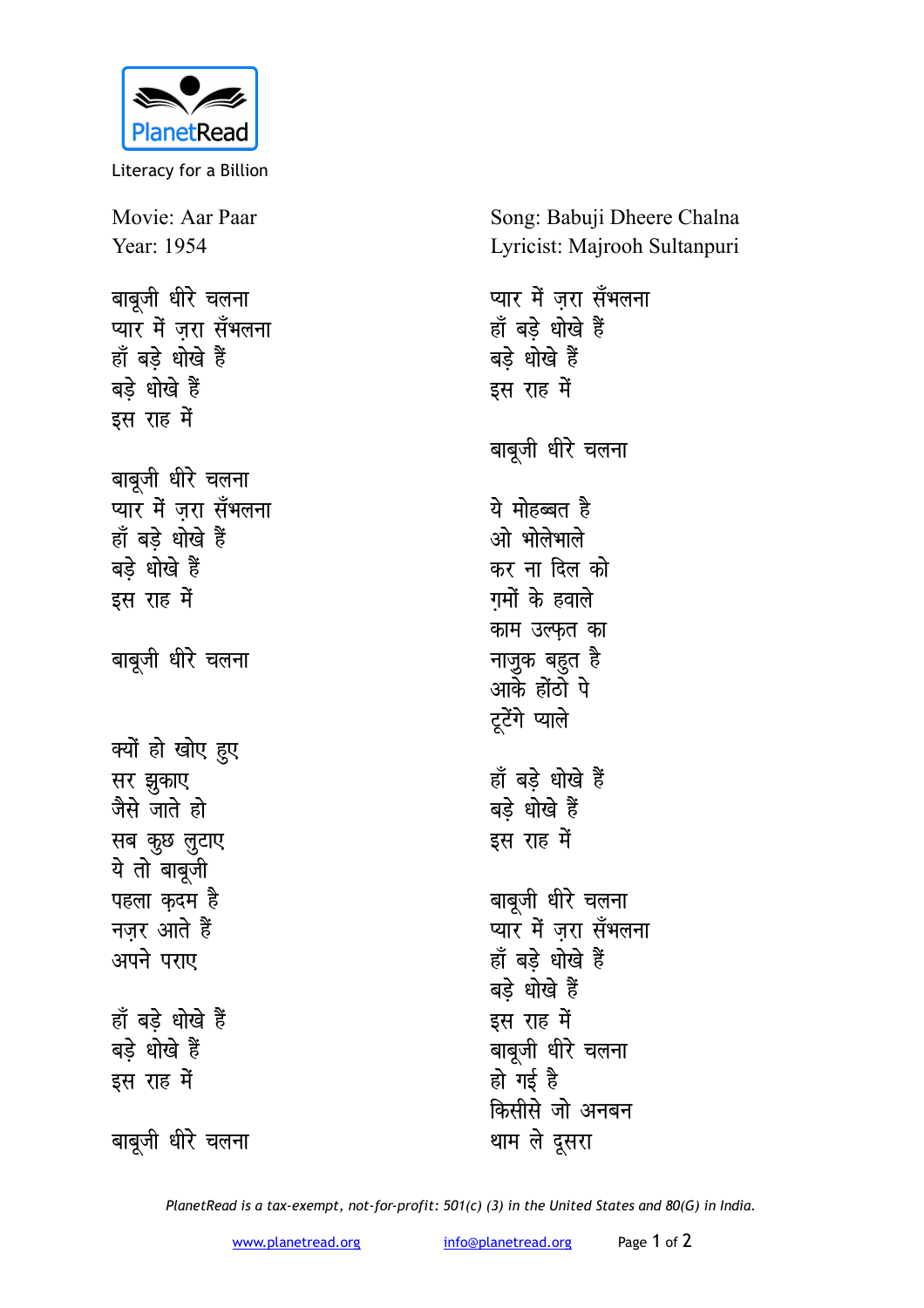PlanetRead

Literacy for a Billion

Movie: Aar Paar
Year: 1954

Song: Babuji Dheere Chalna
Lyricist: Majrooh Sultanpuri

बाबूजी धीरे चलना
प्यार में ज़रा सँभलना
हाँ बड़े धोखे हैं
बड़े धोखे हैं
इस राह में

बाबूजी धीरे चलना
प्यार में ज़रा सँभलना
हाँ बड़े धोखे हैं
बड़े धोखे हैं
इस राह में

बाबूजी धीरे चलना

क्यों हो खोए हुए
सर झुकाए
जैसे जाते हो
सब कुछ लुटाए
ये तो बाबूजी
पहला क़दम है
नज़र आते हैं
अपने पराए

हाँ बड़े धोखे हैं
बड़े धोखे हैं
इस राह में

बाबूजी धीरे चलना
प्यार में ज़रा सँभलना
हाँ बड़े धोखे हैं
बड़े धोखे हैं
इस राह में

बाबूजी धीरे चलना

ये मोहब्बत है
ओ भोलेभाले
कर ना दिल को
ग़मों के हवाले
काम उल्फ़त का
नाज़ुक बहुत है
आके होंठो पे
टूटेंगे प्याले

हाँ बड़े धोखे हैं
बड़े धोखे हैं
इस राह में

बाबूजी धीरे चलना
प्यार में ज़रा सँभलना
हाँ बड़े धोखे हैं
बड़े धोखे हैं
इस राह में
बाबूजी धीरे चलना
हो गई है
किसीसे जो अनबन
थाम ले दूसरा

*PlanetRead is a tax-exempt, not-for-profit: 501(c) (3) in the United States and 80(G) in India.*

www.planetread.org info@planetread.org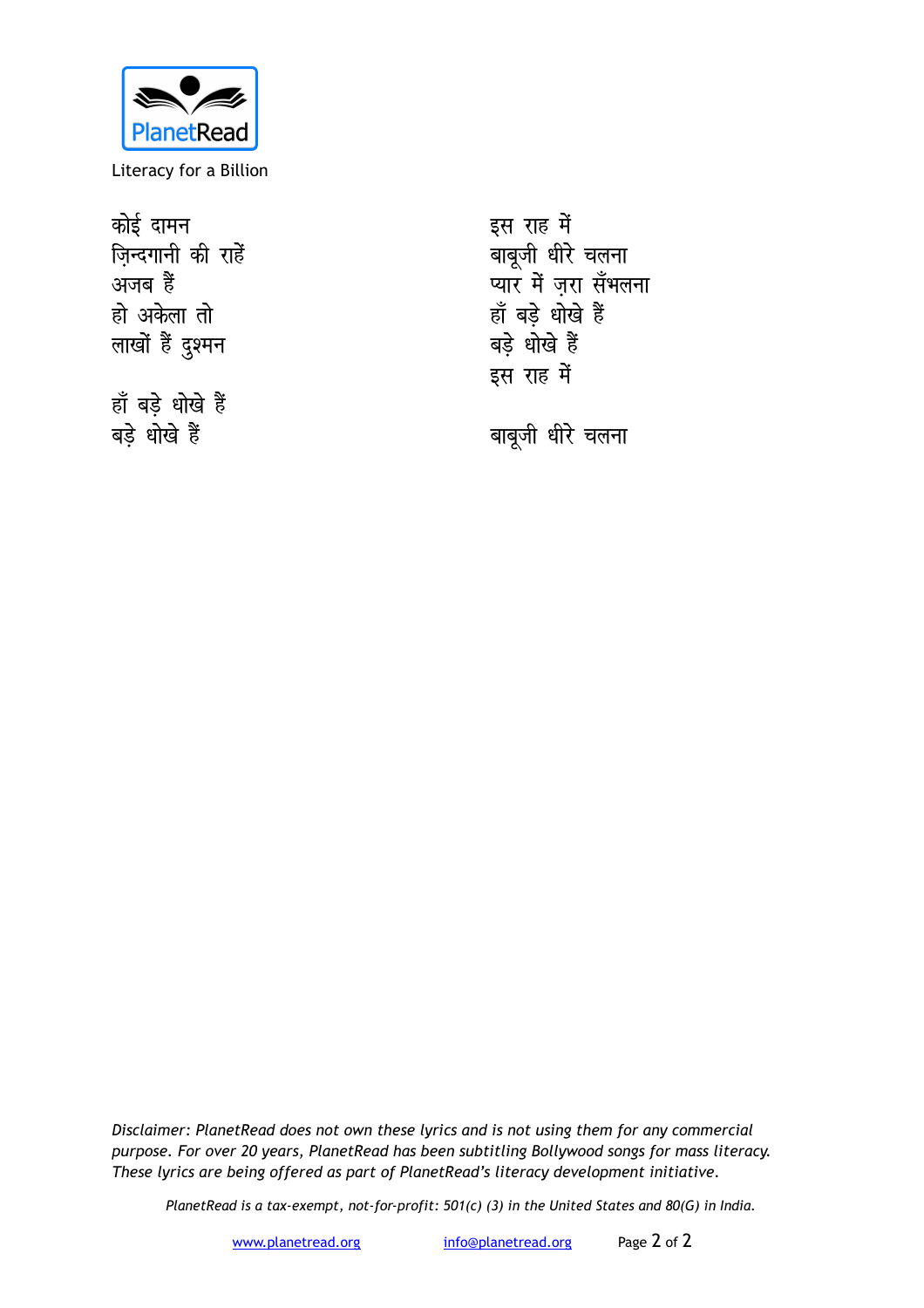कोई दामन
ज़िन्दगानी की राहें
अजब हैं
हो अकेला तो
लाखों हैं दुश्मन

हाँ बड़े धोखे हैं
बड़े धोखे हैं

इस राह में
बाबूजी धीरे चलना
प्यार में ज़रा सँभलना
हाँ बड़े धोखे हैं
बड़े धोखे हैं
इस राह में

बाबूजी धीरे चलना

*Disclaimer: PlanetRead does not own these lyrics and is not using them for any commercial purpose. For over 20 years, PlanetRead has been subtitling Bollywood songs for mass literacy. These lyrics are being offered as part of PlanetRead's literacy development initiative.*

*PlanetRead is a tax-exempt, not-for-profit: 501(c) (3) in the United States and 80(G) in India.*

www.planetread.org info@planetread.org